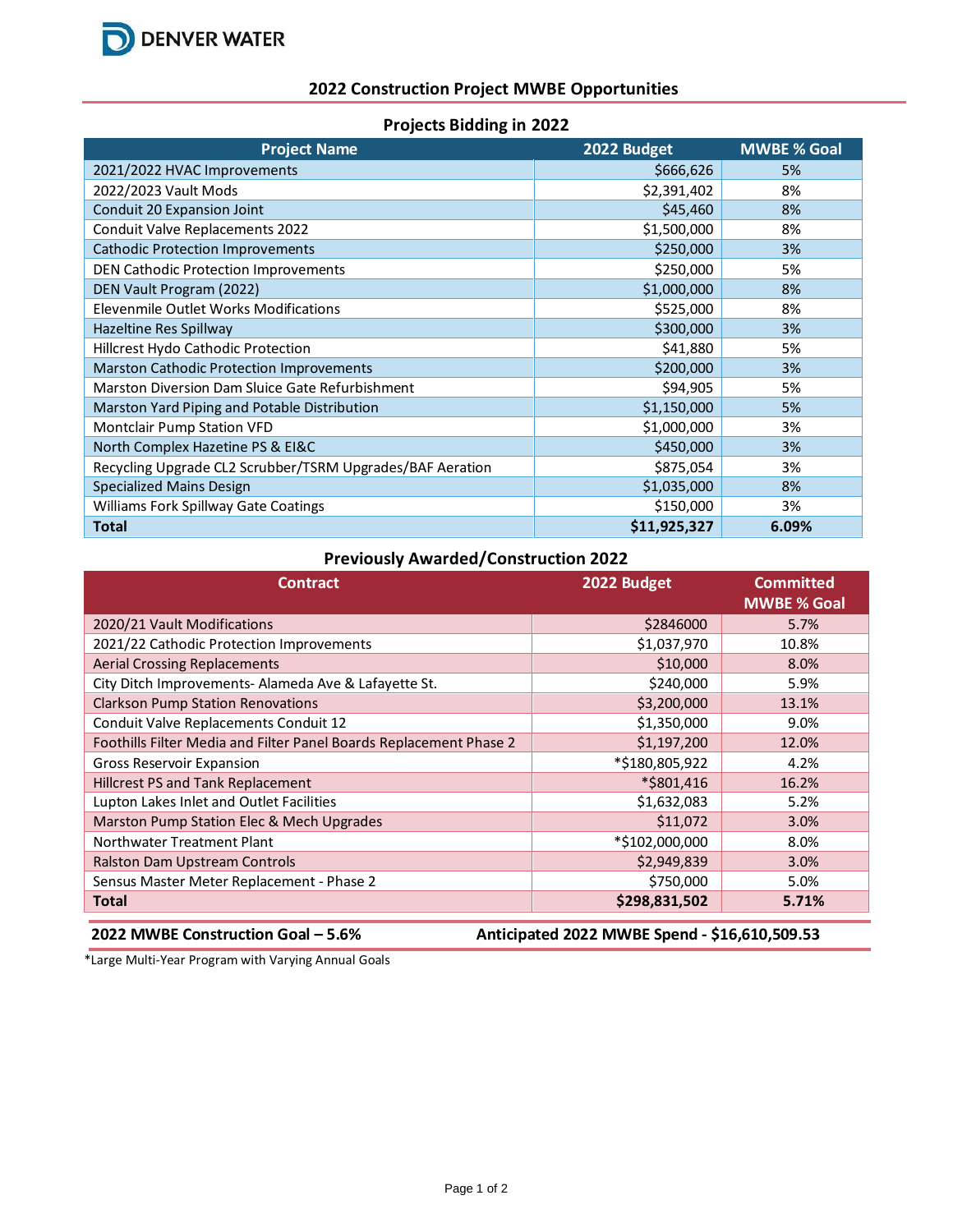DENVER WATER

# 2022 Construction Project MWBE Opportunities

## Projects Bidding in 2022

| Project Name | 2022 Budget | MWBE % Goal |
|---|---|---|
| 2021/2022 HVAC Improvements | $666,626 | 5% |
| 2022/2023 Vault Mods | $2,391,402 | 8% |
| Conduit 20 Expansion Joint | $45,460 | 8% |
| Conduit Valve Replacements 2022 | $1,500,000 | 8% |
| Cathodic Protection Improvements | $250,000 | 3% |
| DEN Cathodic Protection Improvements | $250,000 | 5% |
| DEN Vault Program (2022) | $1,000,000 | 8% |
| Elevenmile Outlet Works Modifications | $525,000 | 8% |
| Hazeltine Res Spillway | $300,000 | 3% |
| Hillcrest Hydo Cathodic Protection | $41,880 | 5% |
| Marston Cathodic Protection Improvements | $200,000 | 3% |
| Marston Diversion Dam Sluice Gate Refurbishment | $94,905 | 5% |
| Marston Yard Piping and Potable Distribution | $1,150,000 | 5% |
| Montclair Pump Station VFD | $1,000,000 | 3% |
| North Complex Hazetine PS & EI&C | $450,000 | 3% |
| Recycling Upgrade CL2 Scrubber/TSRM Upgrades/BAF Aeration | $875,054 | 3% |
| Specialized Mains Design | $1,035,000 | 8% |
| Williams Fork Spillway Gate Coatings | $150,000 | 3% |
| **Total** | **$11,925,327** | **6.09%** |

## Previously Awarded/Construction 2022

| Contract | 2022 Budget | Committed MWBE % Goal |
|---|---|---|
| 2020/21 Vault Modifications | $2846000 | 5.7% |
| 2021/22 Cathodic Protection Improvements | $1,037,970 | 10.8% |
| Aerial Crossing Replacements | $10,000 | 8.0% |
| City Ditch Improvements- Alameda Ave & Lafayette St. | $240,000 | 5.9% |
| Clarkson Pump Station Renovations | $3,200,000 | 13.1% |
| Conduit Valve Replacements Conduit 12 | $1,350,000 | 9.0% |
| Foothills Filter Media and Filter Panel Boards Replacement Phase 2 | $1,197,200 | 12.0% |
| Gross Reservoir Expansion | *$180,805,922 | 4.2% |
| Hillcrest PS and Tank Replacement | *$801,416 | 16.2% |
| Lupton Lakes Inlet and Outlet Facilities | $1,632,083 | 5.2% |
| Marston Pump Station Elec & Mech Upgrades | $11,072 | 3.0% |
| Northwater Treatment Plant | *$102,000,000 | 8.0% |
| Ralston Dam Upstream Controls | $2,949,839 | 3.0% |
| Sensus Master Meter Replacement - Phase 2 | $750,000 | 5.0% |
| **Total** | **$298,831,502** | **5.71%** |

**2022 MWBE Construction Goal – 5.6%**

**Anticipated 2022 MWBE Spend - $16,610,509.53**

*Large Multi-Year Program with Varying Annual Goals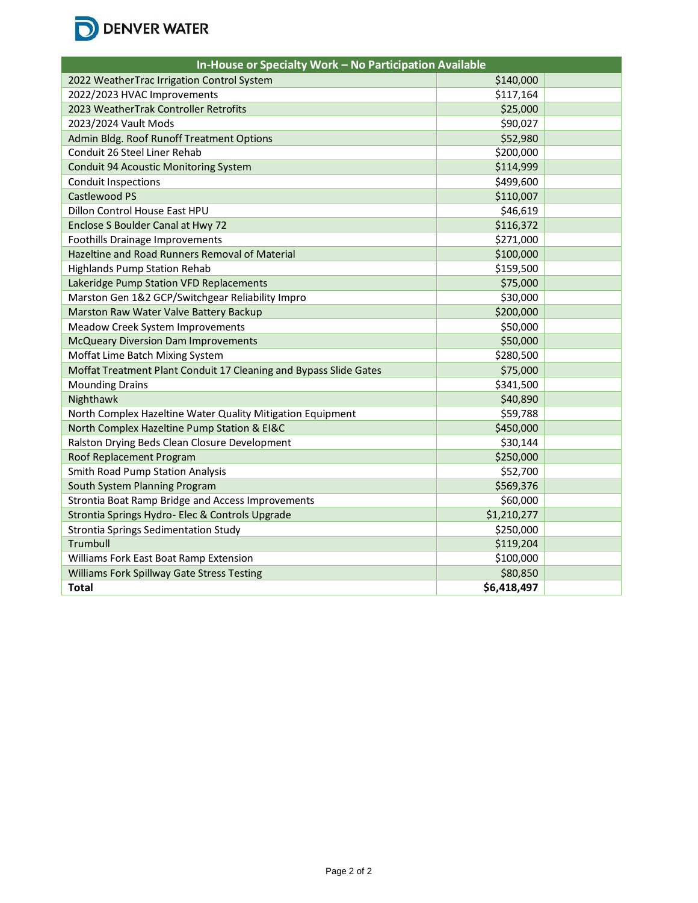DENVER WATER

| In-House or Specialty Work – No Participation Available | | |
|---|---|---|
| 2022 WeatherTrac Irrigation Control System | $140,000 | |
| 2022/2023 HVAC Improvements | $117,164 | |
| 2023 WeatherTrak Controller Retrofits | $25,000 | |
| 2023/2024 Vault Mods | $90,027 | |
| Admin Bldg. Roof Runoff Treatment Options | $52,980 | |
| Conduit 26 Steel Liner Rehab | $200,000 | |
| Conduit 94 Acoustic Monitoring System | $114,999 | |
| Conduit Inspections | $499,600 | |
| Castlewood PS | $110,007 | |
| Dillon Control House East HPU | $46,619 | |
| Enclose S Boulder Canal at Hwy 72 | $116,372 | |
| Foothills Drainage Improvements | $271,000 | |
| Hazeltine and Road Runners Removal of Material | $100,000 | |
| Highlands Pump Station Rehab | $159,500 | |
| Lakeridge Pump Station VFD Replacements | $75,000 | |
| Marston Gen 1&2 GCP/Switchgear Reliability Impro | $30,000 | |
| Marston Raw Water Valve Battery Backup | $200,000 | |
| Meadow Creek System Improvements | $50,000 | |
| McQueary Diversion Dam Improvements | $50,000 | |
| Moffat Lime Batch Mixing System | $280,500 | |
| Moffat Treatment Plant Conduit 17 Cleaning and Bypass Slide Gates | $75,000 | |
| Mounding Drains | $341,500 | |
| Nighthawk | $40,890 | |
| North Complex Hazeltine Water Quality Mitigation Equipment | $59,788 | |
| North Complex Hazeltine Pump Station & EI&C | $450,000 | |
| Ralston Drying Beds Clean Closure Development | $30,144 | |
| Roof Replacement Program | $250,000 | |
| Smith Road Pump Station Analysis | $52,700 | |
| South System Planning Program | $569,376 | |
| Strontia Boat Ramp Bridge and Access Improvements | $60,000 | |
| Strontia Springs Hydro- Elec & Controls Upgrade | $1,210,277 | |
| Strontia Springs Sedimentation Study | $250,000 | |
| Trumbull | $119,204 | |
| Williams Fork East Boat Ramp Extension | $100,000 | |
| Williams Fork Spillway Gate Stress Testing | $80,850 | |
| **Total** | **$6,418,497** | |